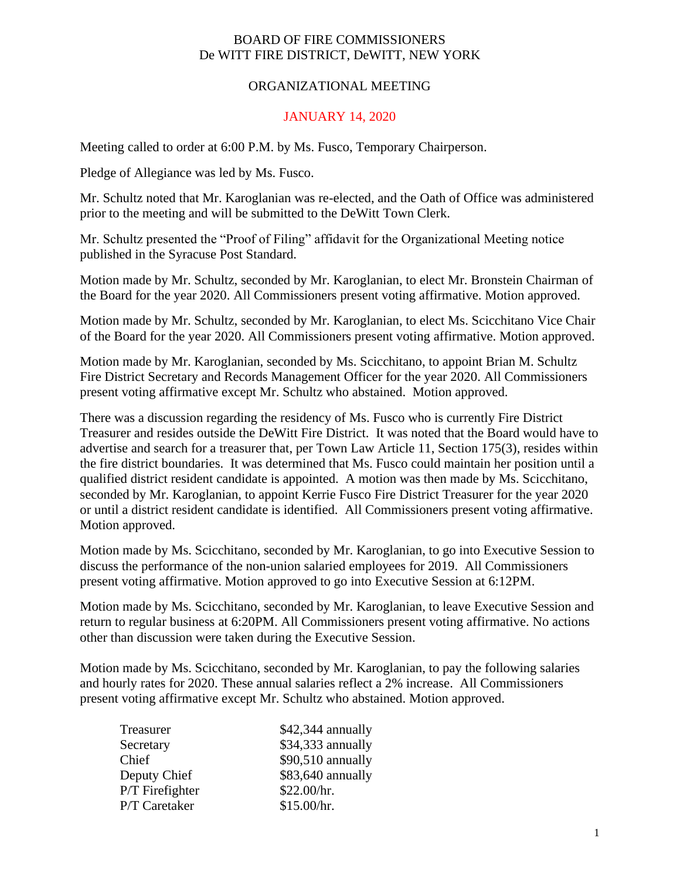# BOARD OF FIRE COMMISSIONERS
## De WITT FIRE DISTRICT, DeWITT, NEW YORK

## ORGANIZATIONAL MEETING

## JANUARY 14, 2020

Meeting called to order at 6:00 P.M. by Ms. Fusco, Temporary Chairperson.

Pledge of Allegiance was led by Ms. Fusco.

Mr. Schultz noted that Mr. Karoglanian was re-elected, and the Oath of Office was administered prior to the meeting and will be submitted to the DeWitt Town Clerk.

Mr. Schultz presented the "Proof of Filing" affidavit for the Organizational Meeting notice published in the Syracuse Post Standard.

Motion made by Mr. Schultz, seconded by Mr. Karoglanian, to elect Mr. Bronstein Chairman of the Board for the year 2020. All Commissioners present voting affirmative. Motion approved.

Motion made by Mr. Schultz, seconded by Mr. Karoglanian, to elect Ms. Scicchitano Vice Chair of the Board for the year 2020. All Commissioners present voting affirmative. Motion approved.

Motion made by Mr. Karoglanian, seconded by Ms. Scicchitano, to appoint Brian M. Schultz Fire District Secretary and Records Management Officer for the year 2020. All Commissioners present voting affirmative except Mr. Schultz who abstained. Motion approved.

There was a discussion regarding the residency of Ms. Fusco who is currently Fire District Treasurer and resides outside the DeWitt Fire District. It was noted that the Board would have to advertise and search for a treasurer that, per Town Law Article 11, Section 175(3), resides within the fire district boundaries. It was determined that Ms. Fusco could maintain her position until a qualified district resident candidate is appointed. A motion was then made by Ms. Scicchitano, seconded by Mr. Karoglanian, to appoint Kerrie Fusco Fire District Treasurer for the year 2020 or until a district resident candidate is identified. All Commissioners present voting affirmative. Motion approved.

Motion made by Ms. Scicchitano, seconded by Mr. Karoglanian, to go into Executive Session to discuss the performance of the non-union salaried employees for 2019. All Commissioners present voting affirmative. Motion approved to go into Executive Session at 6:12PM.

Motion made by Ms. Scicchitano, seconded by Mr. Karoglanian, to leave Executive Session and return to regular business at 6:20PM. All Commissioners present voting affirmative. No actions other than discussion were taken during the Executive Session.

Motion made by Ms. Scicchitano, seconded by Mr. Karoglanian, to pay the following salaries and hourly rates for 2020. These annual salaries reflect a 2% increase. All Commissioners present voting affirmative except Mr. Schultz who abstained. Motion approved.

| | |
|---|---|
| Treasurer | $42,344 annually |
| Secretary | $34,333 annually |
| Chief | $90,510 annually |
| Deputy Chief | $83,640 annually |
| P/T Firefighter | $22.00/hr. |
| P/T Caretaker | $15.00/hr. |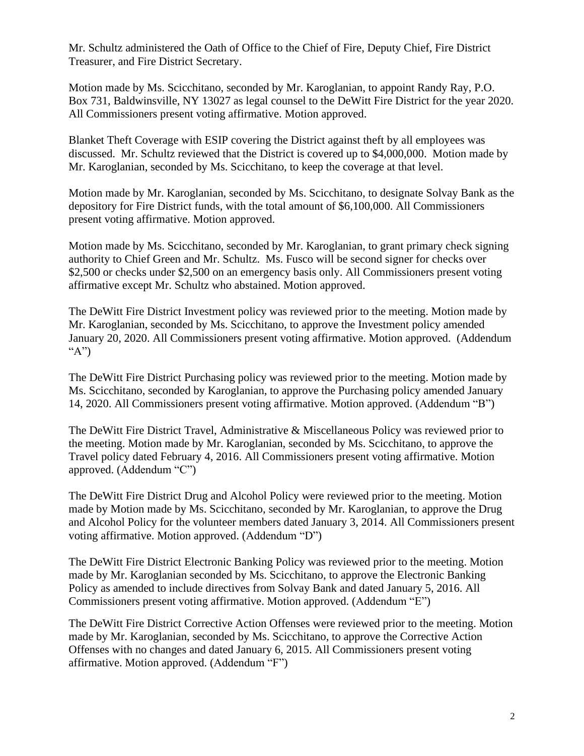Mr. Schultz administered the Oath of Office to the Chief of Fire, Deputy Chief, Fire District Treasurer, and Fire District Secretary.

Motion made by Ms. Scicchitano, seconded by Mr. Karoglanian, to appoint Randy Ray, P.O. Box 731, Baldwinsville, NY 13027 as legal counsel to the DeWitt Fire District for the year 2020. All Commissioners present voting affirmative. Motion approved.

Blanket Theft Coverage with ESIP covering the District against theft by all employees was discussed. Mr. Schultz reviewed that the District is covered up to $4,000,000. Motion made by Mr. Karoglanian, seconded by Ms. Scicchitano, to keep the coverage at that level.

Motion made by Mr. Karoglanian, seconded by Ms. Scicchitano, to designate Solvay Bank as the depository for Fire District funds, with the total amount of $6,100,000. All Commissioners present voting affirmative. Motion approved.

Motion made by Ms. Scicchitano, seconded by Mr. Karoglanian, to grant primary check signing authority to Chief Green and Mr. Schultz. Ms. Fusco will be second signer for checks over $2,500 or checks under $2,500 on an emergency basis only. All Commissioners present voting affirmative except Mr. Schultz who abstained. Motion approved.

The DeWitt Fire District Investment policy was reviewed prior to the meeting. Motion made by Mr. Karoglanian, seconded by Ms. Scicchitano, to approve the Investment policy amended January 20, 2020. All Commissioners present voting affirmative. Motion approved. (Addendum "A")

The DeWitt Fire District Purchasing policy was reviewed prior to the meeting. Motion made by Ms. Scicchitano, seconded by Karoglanian, to approve the Purchasing policy amended January 14, 2020. All Commissioners present voting affirmative. Motion approved. (Addendum "B")

The DeWitt Fire District Travel, Administrative & Miscellaneous Policy was reviewed prior to the meeting. Motion made by Mr. Karoglanian, seconded by Ms. Scicchitano, to approve the Travel policy dated February 4, 2016. All Commissioners present voting affirmative. Motion approved. (Addendum "C")

The DeWitt Fire District Drug and Alcohol Policy were reviewed prior to the meeting. Motion made by Motion made by Ms. Scicchitano, seconded by Mr. Karoglanian, to approve the Drug and Alcohol Policy for the volunteer members dated January 3, 2014. All Commissioners present voting affirmative. Motion approved. (Addendum "D")

The DeWitt Fire District Electronic Banking Policy was reviewed prior to the meeting. Motion made by Mr. Karoglanian seconded by Ms. Scicchitano, to approve the Electronic Banking Policy as amended to include directives from Solvay Bank and dated January 5, 2016. All Commissioners present voting affirmative. Motion approved. (Addendum "E")

The DeWitt Fire District Corrective Action Offenses were reviewed prior to the meeting. Motion made by Mr. Karoglanian, seconded by Ms. Scicchitano, to approve the Corrective Action Offenses with no changes and dated January 6, 2015. All Commissioners present voting affirmative. Motion approved. (Addendum "F")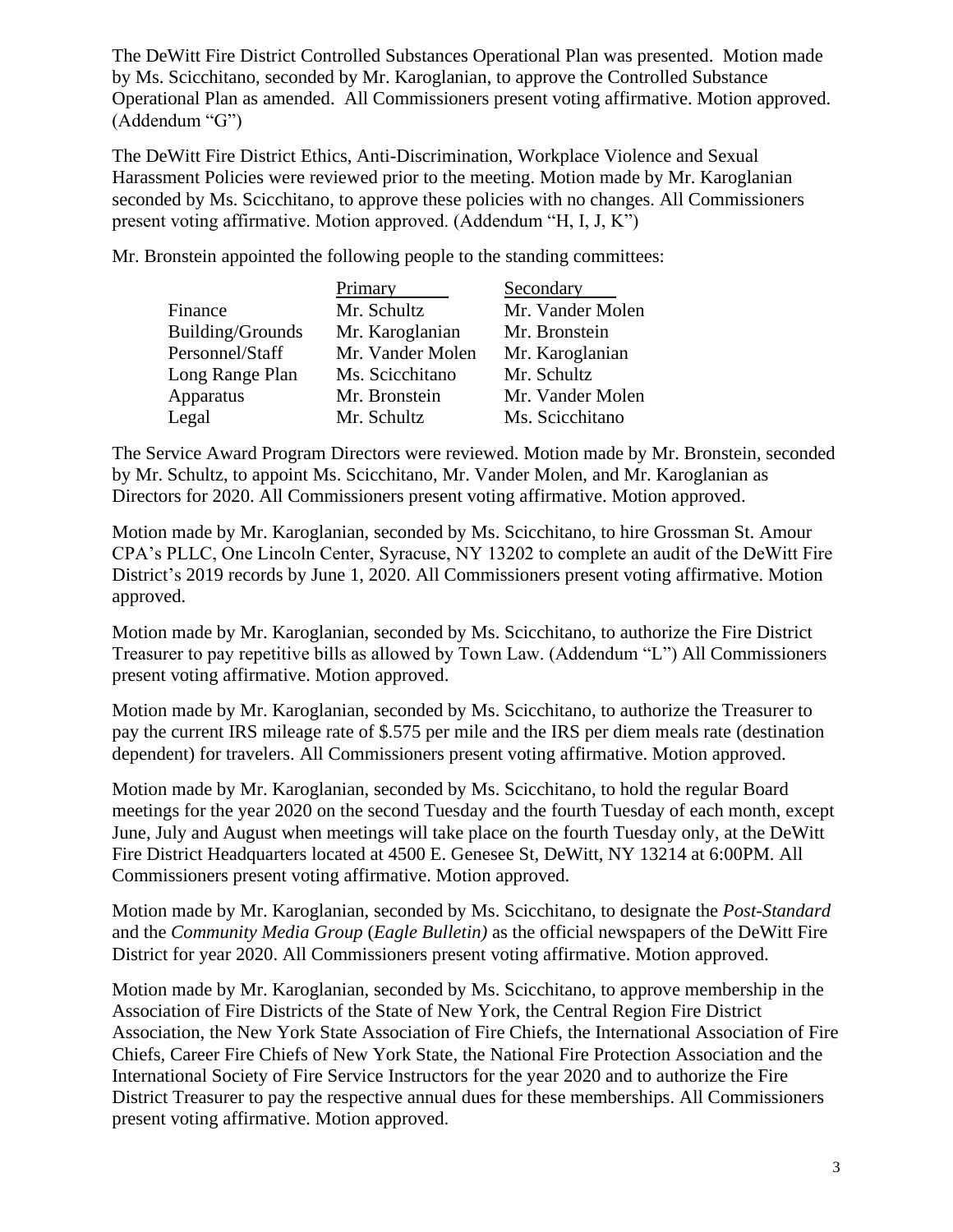The DeWitt Fire District Controlled Substances Operational Plan was presented. Motion made by Ms. Scicchitano, seconded by Mr. Karoglanian, to approve the Controlled Substance Operational Plan as amended. All Commissioners present voting affirmative. Motion approved. (Addendum "G")

The DeWitt Fire District Ethics, Anti-Discrimination, Workplace Violence and Sexual Harassment Policies were reviewed prior to the meeting. Motion made by Mr. Karoglanian seconded by Ms. Scicchitano, to approve these policies with no changes. All Commissioners present voting affirmative. Motion approved. (Addendum "H, I, J, K")

Mr. Bronstein appointed the following people to the standing committees:

| | Primary | Secondary |
|---|---|---|
| Finance | Mr. Schultz | Mr. Vander Molen |
| Building/Grounds | Mr. Karoglanian | Mr. Bronstein |
| Personnel/Staff | Mr. Vander Molen | Mr. Karoglanian |
| Long Range Plan | Ms. Scicchitano | Mr. Schultz |
| Apparatus | Mr. Bronstein | Mr. Vander Molen |
| Legal | Mr. Schultz | Ms. Scicchitano |

The Service Award Program Directors were reviewed. Motion made by Mr. Bronstein, seconded by Mr. Schultz, to appoint Ms. Scicchitano, Mr. Vander Molen, and Mr. Karoglanian as Directors for 2020. All Commissioners present voting affirmative. Motion approved.

Motion made by Mr. Karoglanian, seconded by Ms. Scicchitano, to hire Grossman St. Amour CPA's PLLC, One Lincoln Center, Syracuse, NY 13202 to complete an audit of the DeWitt Fire District's 2019 records by June 1, 2020. All Commissioners present voting affirmative. Motion approved.

Motion made by Mr. Karoglanian, seconded by Ms. Scicchitano, to authorize the Fire District Treasurer to pay repetitive bills as allowed by Town Law. (Addendum "L") All Commissioners present voting affirmative. Motion approved.

Motion made by Mr. Karoglanian, seconded by Ms. Scicchitano, to authorize the Treasurer to pay the current IRS mileage rate of $.575 per mile and the IRS per diem meals rate (destination dependent) for travelers. All Commissioners present voting affirmative. Motion approved.

Motion made by Mr. Karoglanian, seconded by Ms. Scicchitano, to hold the regular Board meetings for the year 2020 on the second Tuesday and the fourth Tuesday of each month, except June, July and August when meetings will take place on the fourth Tuesday only, at the DeWitt Fire District Headquarters located at 4500 E. Genesee St, DeWitt, NY 13214 at 6:00PM. All Commissioners present voting affirmative. Motion approved.

Motion made by Mr. Karoglanian, seconded by Ms. Scicchitano, to designate the *Post-Standard* and the *Community Media Group* (*Eagle Bulletin)* as the official newspapers of the DeWitt Fire District for year 2020. All Commissioners present voting affirmative. Motion approved.

Motion made by Mr. Karoglanian, seconded by Ms. Scicchitano, to approve membership in the Association of Fire Districts of the State of New York, the Central Region Fire District Association, the New York State Association of Fire Chiefs, the International Association of Fire Chiefs, Career Fire Chiefs of New York State, the National Fire Protection Association and the International Society of Fire Service Instructors for the year 2020 and to authorize the Fire District Treasurer to pay the respective annual dues for these memberships. All Commissioners present voting affirmative. Motion approved.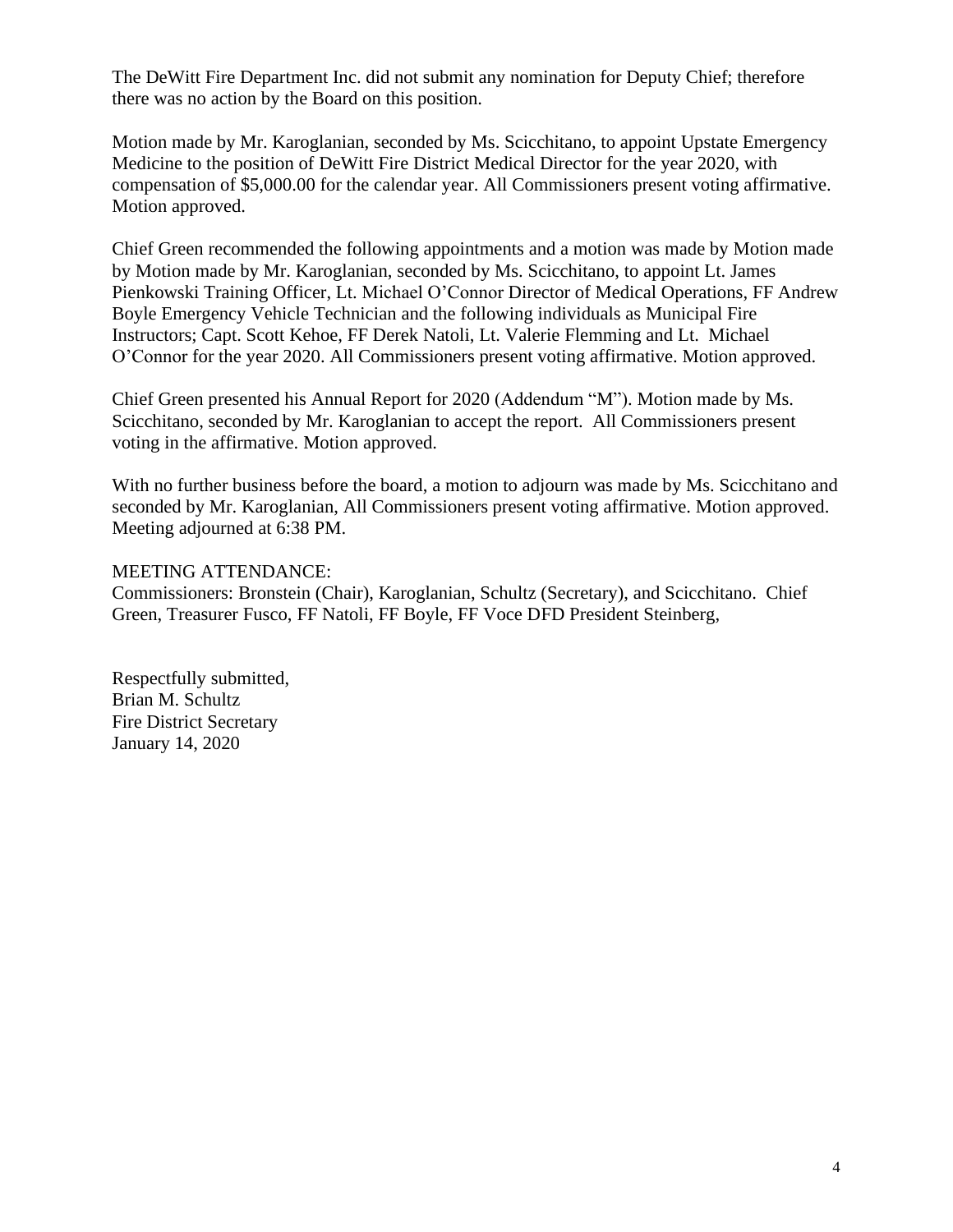The DeWitt Fire Department Inc. did not submit any nomination for Deputy Chief; therefore there was no action by the Board on this position.

Motion made by Mr. Karoglanian, seconded by Ms. Scicchitano, to appoint Upstate Emergency Medicine to the position of DeWitt Fire District Medical Director for the year 2020, with compensation of $5,000.00 for the calendar year. All Commissioners present voting affirmative. Motion approved.

Chief Green recommended the following appointments and a motion was made by Motion made by Motion made by Mr. Karoglanian, seconded by Ms. Scicchitano, to appoint Lt. James Pienkowski Training Officer, Lt. Michael O'Connor Director of Medical Operations, FF Andrew Boyle Emergency Vehicle Technician and the following individuals as Municipal Fire Instructors; Capt. Scott Kehoe, FF Derek Natoli, Lt. Valerie Flemming and Lt. Michael O'Connor for the year 2020. All Commissioners present voting affirmative. Motion approved.

Chief Green presented his Annual Report for 2020 (Addendum "M"). Motion made by Ms. Scicchitano, seconded by Mr. Karoglanian to accept the report. All Commissioners present voting in the affirmative. Motion approved.

With no further business before the board, a motion to adjourn was made by Ms. Scicchitano and seconded by Mr. Karoglanian, All Commissioners present voting affirmative. Motion approved. Meeting adjourned at 6:38 PM.

MEETING ATTENDANCE:
Commissioners: Bronstein (Chair), Karoglanian, Schultz (Secretary), and Scicchitano. Chief Green, Treasurer Fusco, FF Natoli, FF Boyle, FF Voce DFD President Steinberg,

Respectfully submitted,
Brian M. Schultz
Fire District Secretary
January 14, 2020